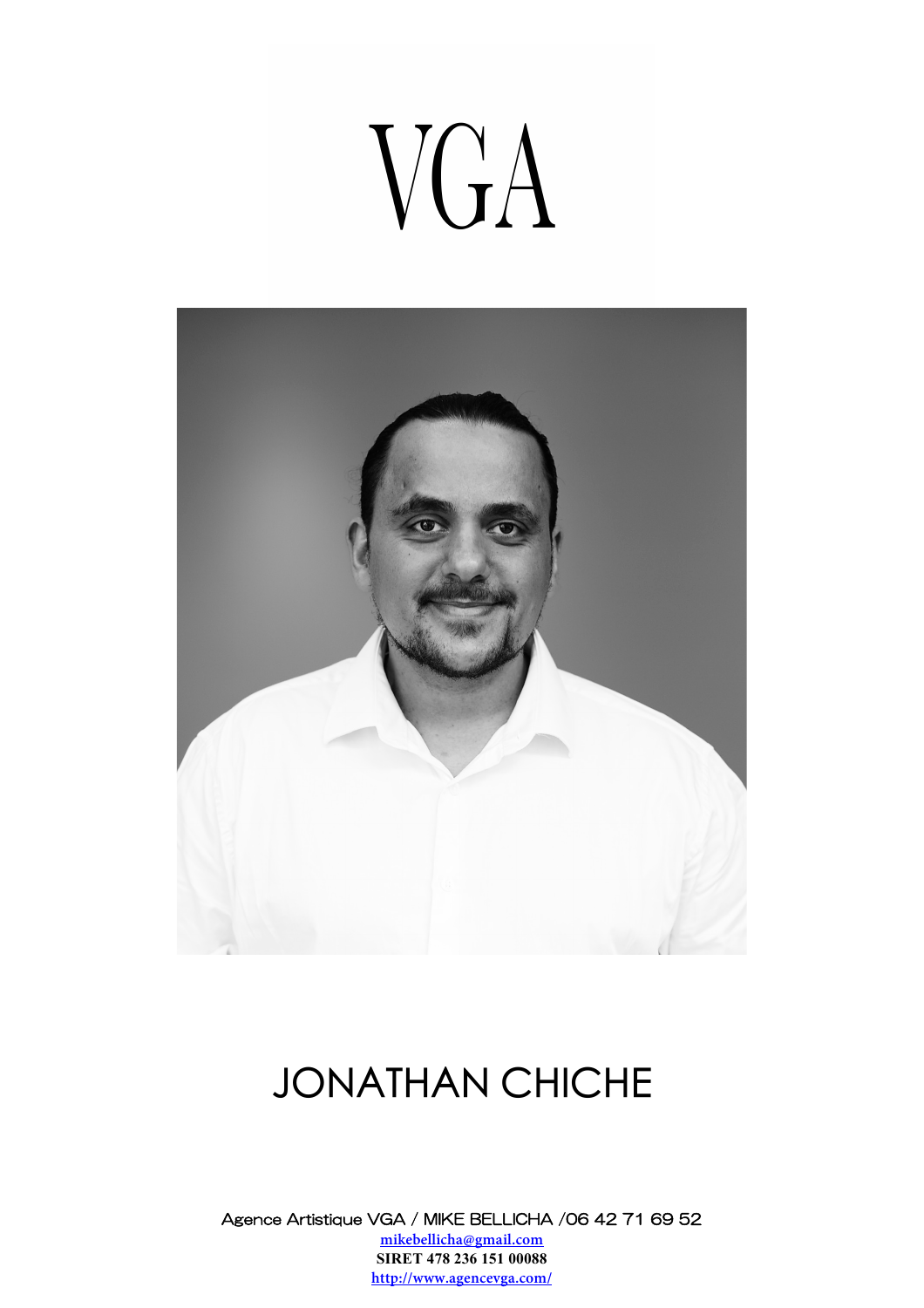# VGA

## JONATHAN CHICHE

Agence Artistique VGA / MIKE BELLICHA /06 42 71 69 52

mikebellicha@gmail.com

**SIRET 478 236 151 00088**

http://www.agencevga.com/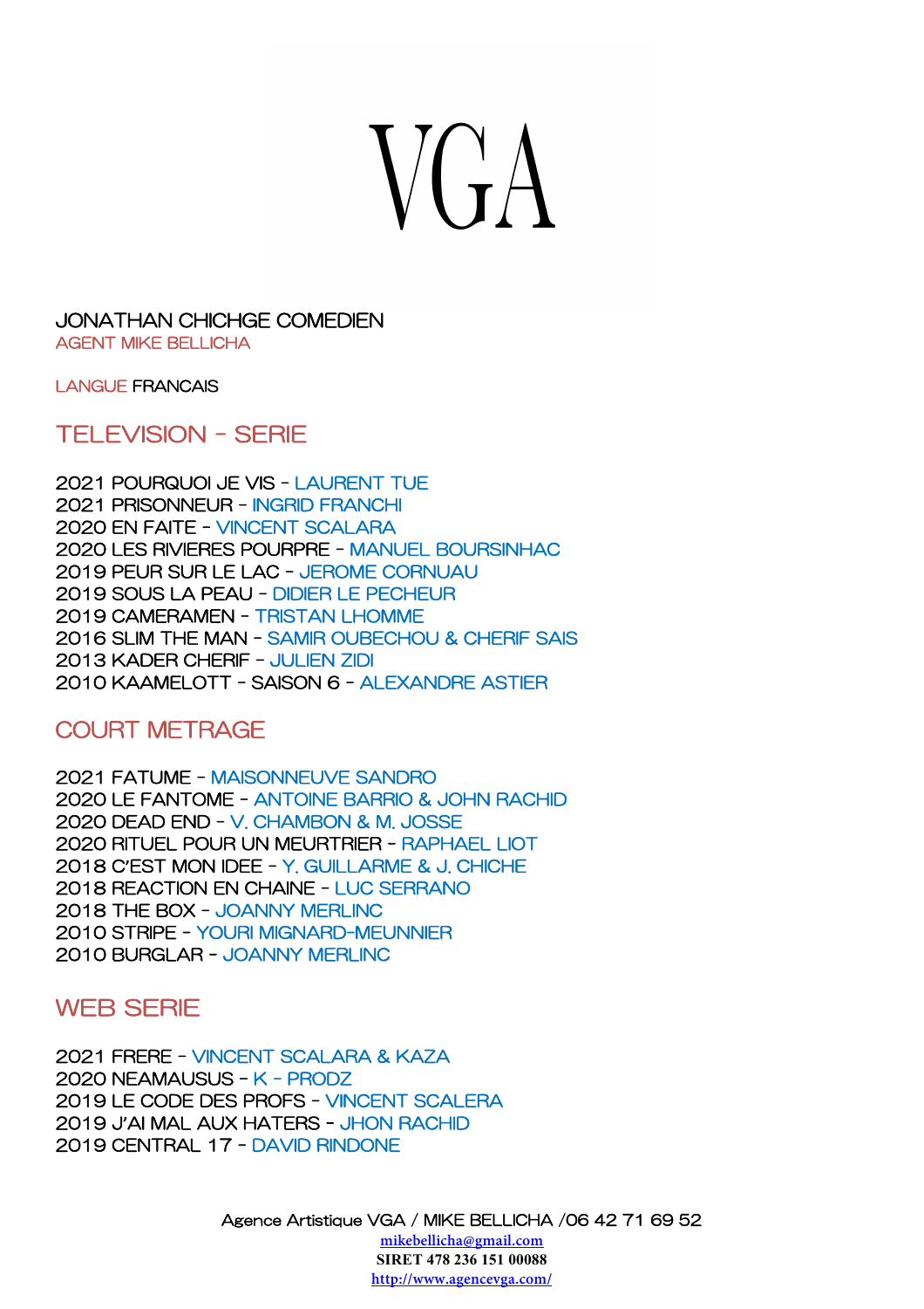# VGA

JONATHAN CHICHGE COMEDIEN
AGENT MIKE BELLICHA

LANGUE FRANCAIS

## TELEVISION - SERIE

2021 POURQUOI JE VIS - LAURENT TUE
2021 PRISONNEUR - INGRID FRANCHI
2020 EN FAITE - VINCENT SCALARA
2020 LES RIVIERES POURPRE - MANUEL BOURSINHAC
2019 PEUR SUR LE LAC - JEROME CORNUAU
2019 SOUS LA PEAU - DIDIER LE PECHEUR
2019 CAMERAMEN - TRISTAN LHOMME
2016 SLIM THE MAN - SAMIR OUBECHOU & CHERIF SAIS
2013 KADER CHERIF - JULIEN ZIDI
2010 KAAMELOTT - SAISON 6 - ALEXANDRE ASTIER

## COURT METRAGE

2021 FATUME - MAISONNEUVE SANDRO
2020 LE FANTOME - ANTOINE BARRIO & JOHN RACHID
2020 DEAD END - V. CHAMBON & M. JOSSE
2020 RITUEL POUR UN MEURTRIER - RAPHAEL LIOT
2018 C'EST MON IDEE - Y. GUILLARME & J. CHICHE
2018 REACTION EN CHAINE - LUC SERRANO
2018 THE BOX - JOANNY MERLINC
2010 STRIPE - YOURI MIGNARD-MEUNNIER
2010 BURGLAR - JOANNY MERLINC

## WEB SERIE

2021 FRERE - VINCENT SCALARA & KAZA
2020 NEAMAUSUS - K - PRODZ
2019 LE CODE DES PROFS - VINCENT SCALERA
2019 J'AI MAL AUX HATERS - JHON RACHID
2019 CENTRAL 17 - DAVID RINDONE

Agence Artistique VGA / MIKE BELLICHA /06 42 71 69 52
mikebellicha@gmail.com
**SIRET 478 236 151 00088**
http://www.agencevga.com/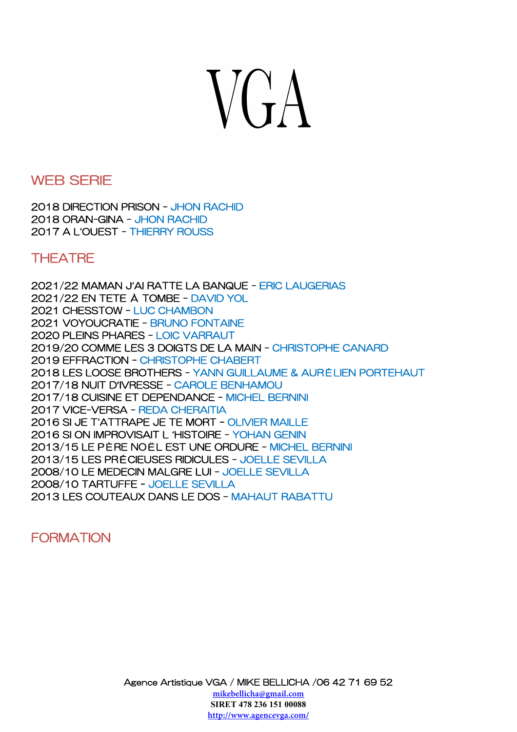# VGA

## WEB SERIE

2018 DIRECTION PRISON - JHON RACHID
2018 ORAN-GINA - JHON RACHID
2017 A L'OUEST - THIERRY ROUSS

## THEATRE

2021/22 MAMAN J'AI RATTE LA BANQUE - ERIC LAUGERIAS
2021/22 EN TETE À TOMBE - DAVID YOL
2021 CHESSTOW - LUC CHAMBON
2021 VOYOUCRATIE - BRUNO FONTAINE
2020 PLEINS PHARES - LOIC VARRAUT
2019/20 COMME LES 3 DOIGTS DE LA MAIN - CHRISTOPHE CANARD
2019 EFFRACTION - CHRISTOPHE CHABERT
2018 LES LOOSE BROTHERS - YANN GUILLAUME & AURÉLIEN PORTEHAUT
2017/18 NUIT D'IVRESSE - CAROLE BENHAMOU
2017/18 CUISINE ET DEPENDANCE - MICHEL BERNINI
2017 VICE-VERSA - REDA CHERAITIA
2016 SI JE T'ATTRAPE JE TE MORT - OLIVIER MAILLE
2016 SI ON IMPROVISAIT L 'HISTOIRE - YOHAN GENIN
2013/15 LE PÈRE NOËL EST UNE ORDURE - MICHEL BERNINI
2013/15 LES PRÉCIEUSES RIDICULES - JOELLE SEVILLA
2008/10 LE MEDECIN MALGRE LUI - JOELLE SEVILLA
2008/10 TARTUFFE - JOELLE SEVILLA
2013 LES COUTEAUX DANS LE DOS - MAHAUT RABATTU

## FORMATION

Agence Artistique VGA / MIKE BELLICHA /06 42 71 69 52
mikebellicha@gmail.com
**SIRET 478 236 151 00088**
http://www.agencevga.com/